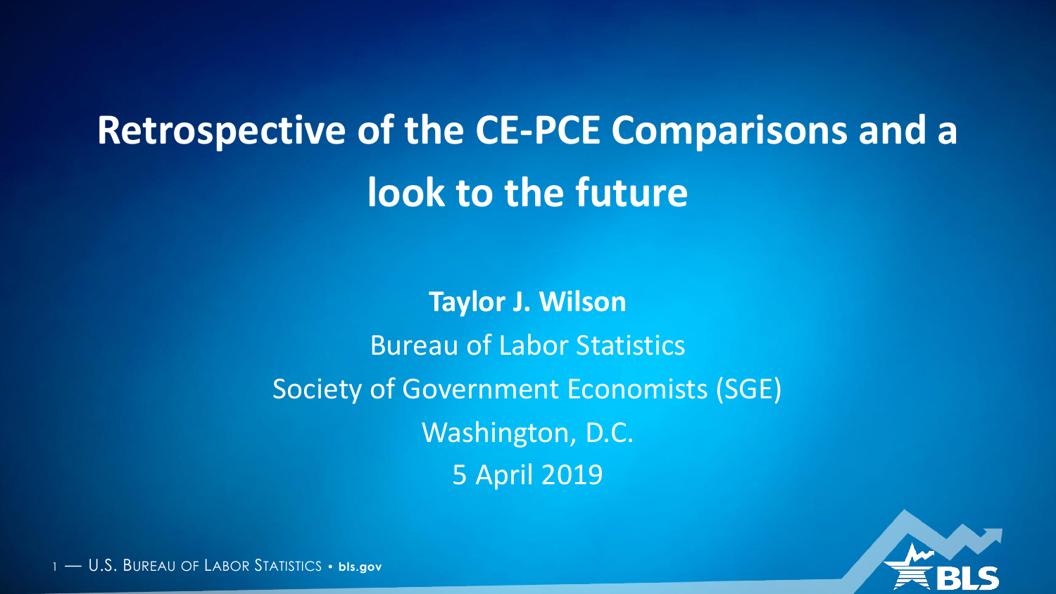# Retrospective of the CE-PCE Comparisons and a look to the future

**Taylor J. Wilson**

Bureau of Labor Statistics

Society of Government Economists (SGE)

Washington, D.C.

5 April 2019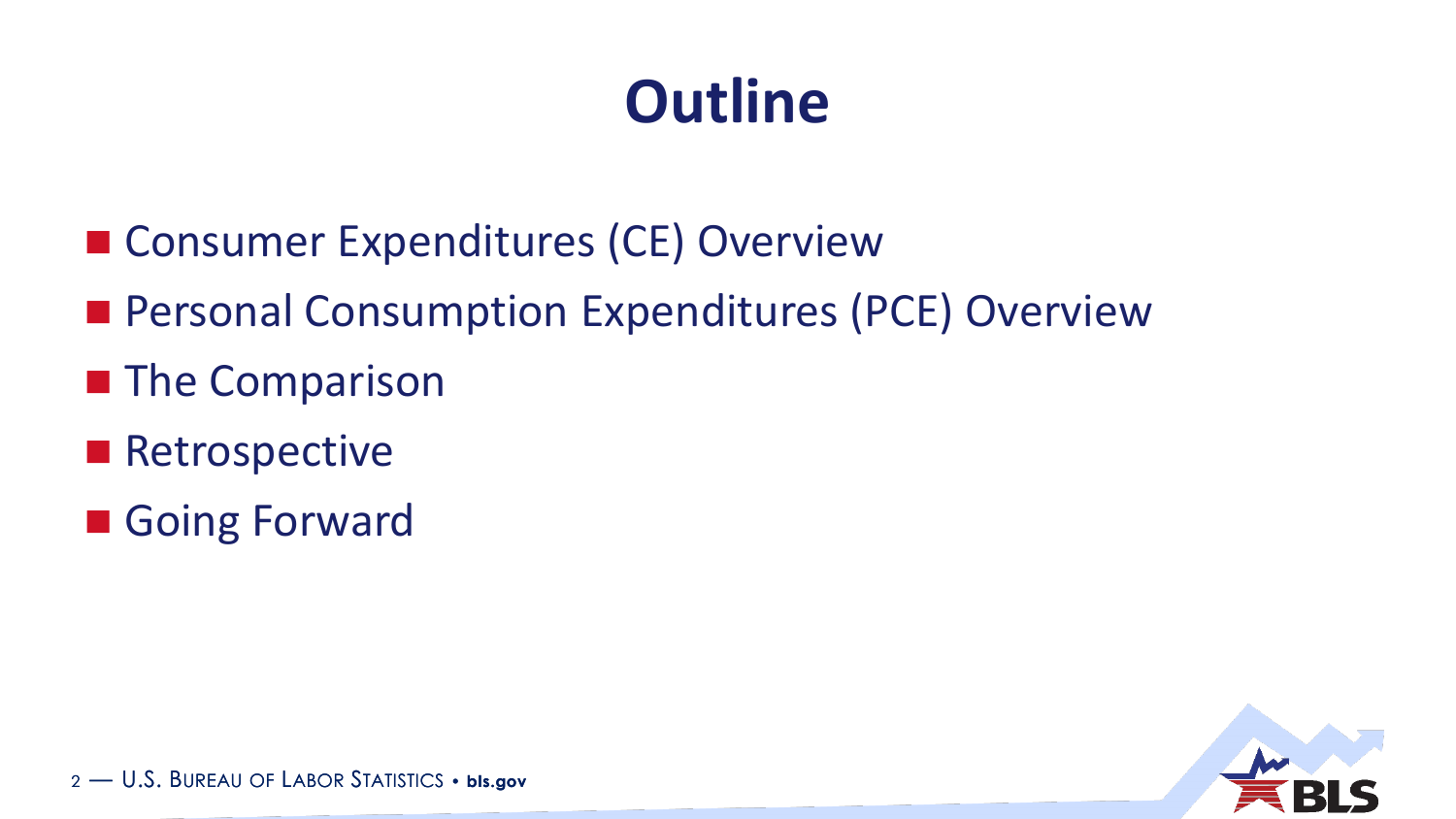# Outline

- Consumer Expenditures (CE) Overview
- Personal Consumption Expenditures (PCE) Overview
- The Comparison
- Retrospective
- Going Forward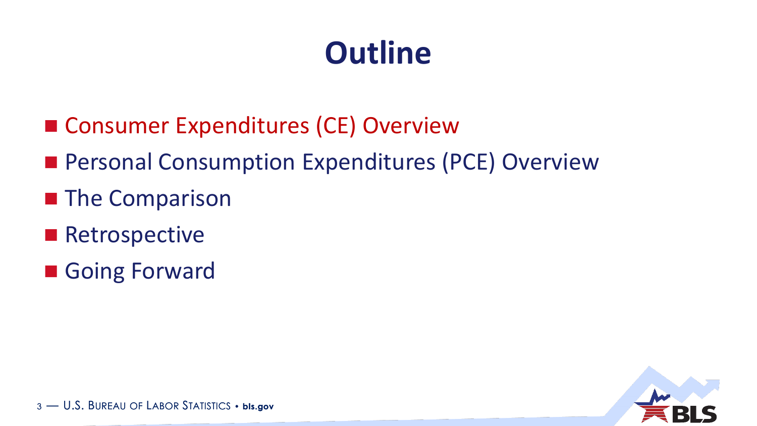# Outline

- Consumer Expenditures (CE) Overview
- Personal Consumption Expenditures (PCE) Overview
- The Comparison
- Retrospective
- Going Forward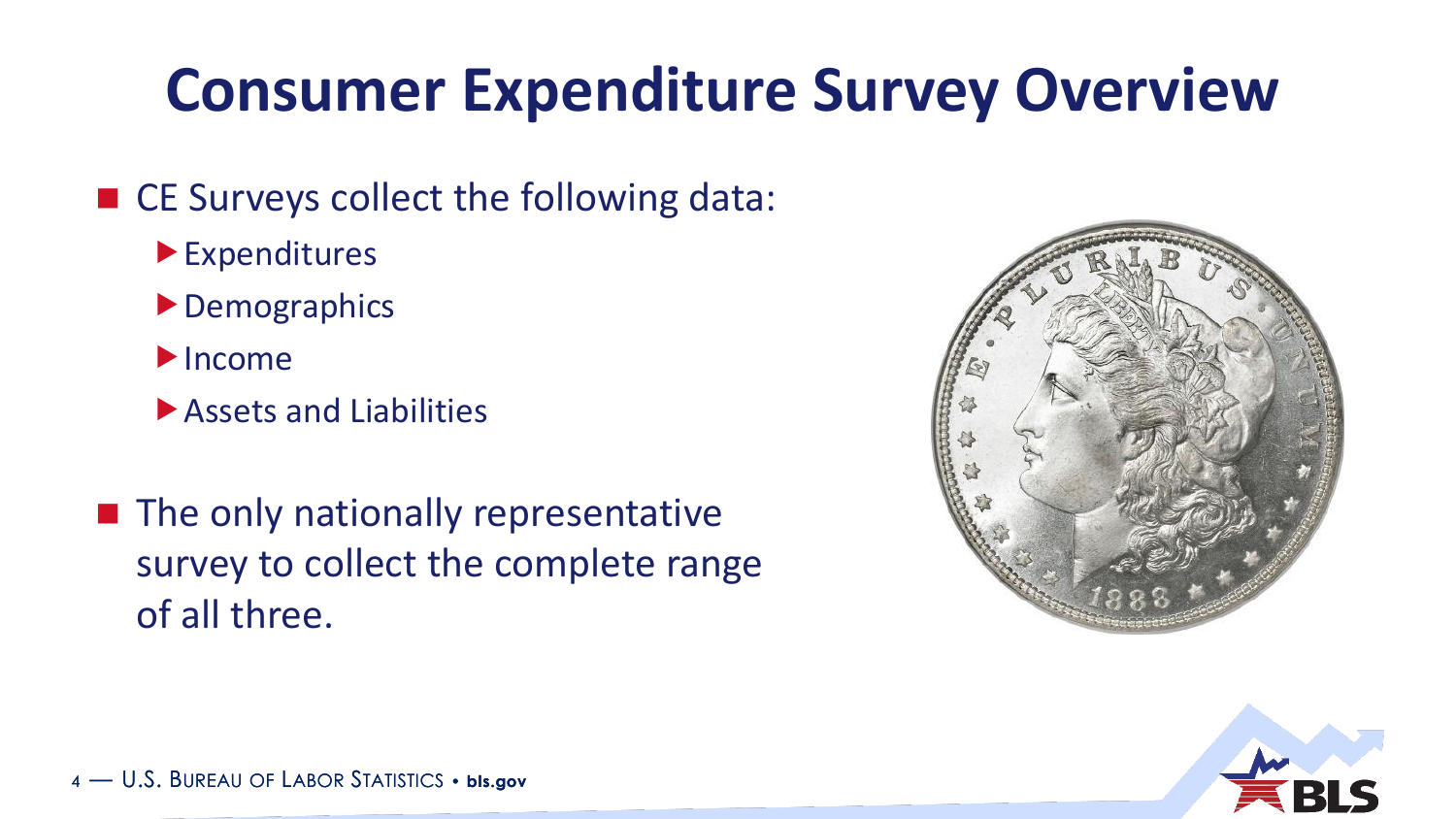# Consumer Expenditure Survey Overview

- CE Surveys collect the following data:
  - Expenditures
  - Demographics
  - Income
  - Assets and Liabilities

- The only nationally representative survey to collect the complete range of all three.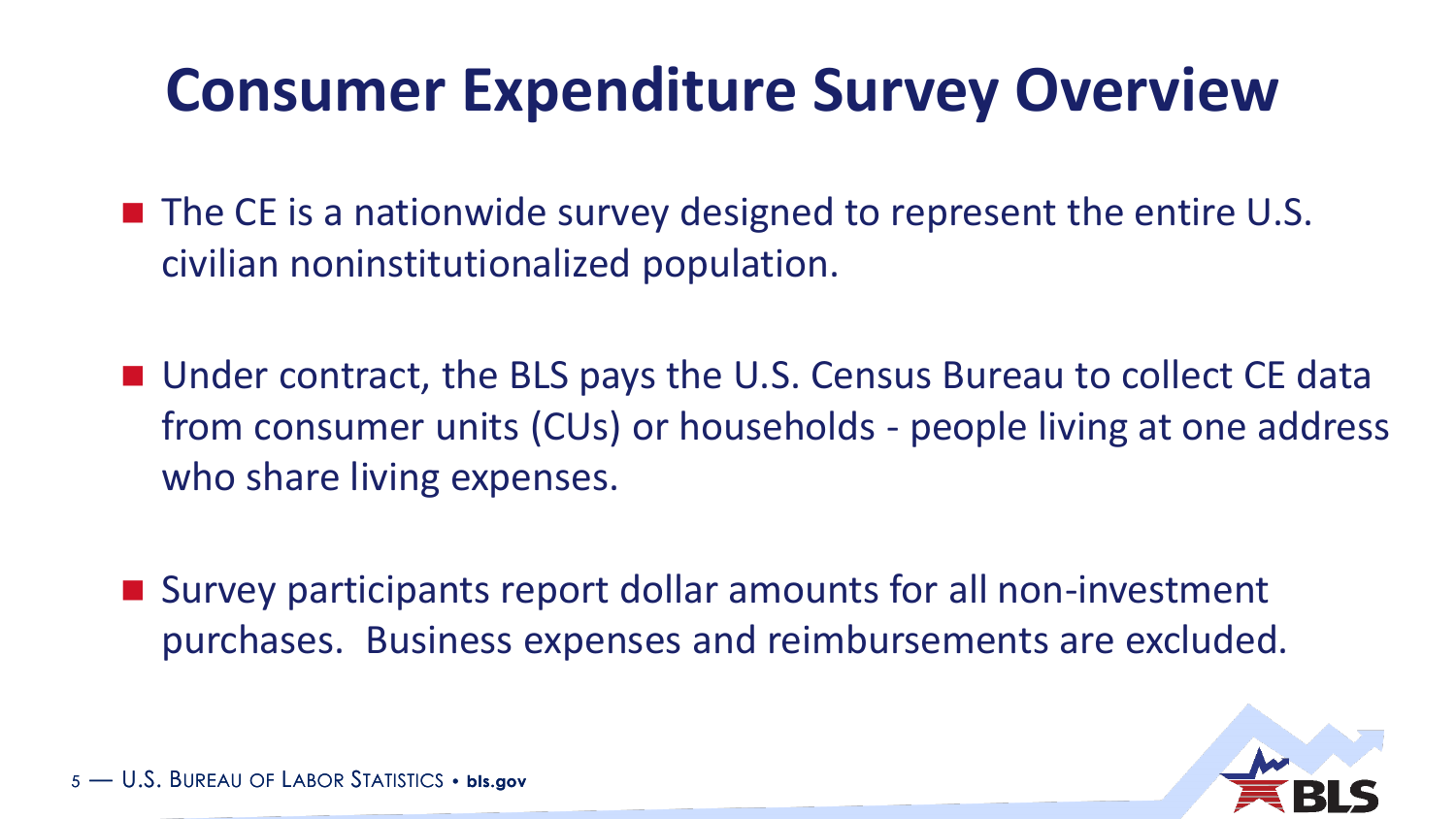# Consumer Expenditure Survey Overview

- The CE is a nationwide survey designed to represent the entire U.S. civilian noninstitutionalized population.

- Under contract, the BLS pays the U.S. Census Bureau to collect CE data from consumer units (CUs) or households - people living at one address who share living expenses.

- Survey participants report dollar amounts for all non-investment purchases. Business expenses and reimbursements are excluded.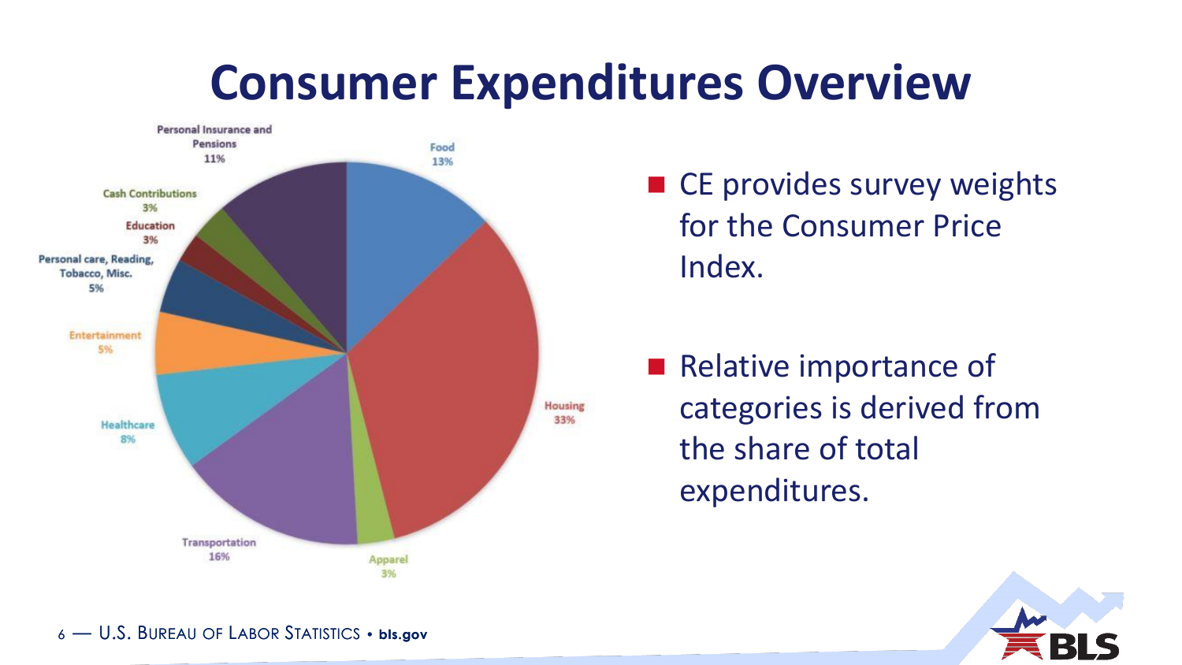# Consumer Expenditures Overview

Personal Insurance and Pensions 11%

Food 13%

Cash Contributions 3%

Education 3%

Personal care, Reading, Tobacco, Misc. 5%

Entertainment 5%

Healthcare 8%

Housing 33%

Transportation 16%

Apparel 3%

- CE provides survey weights for the Consumer Price Index.
- Relative importance of categories is derived from the share of total expenditures.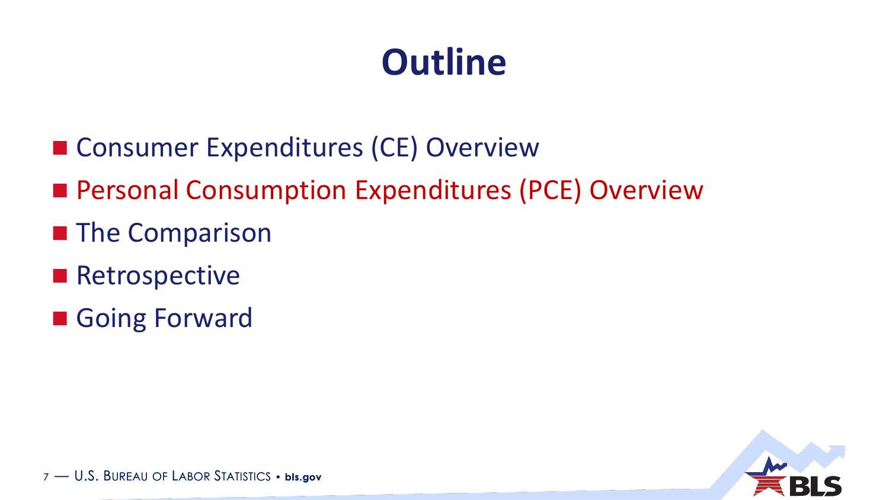# Outline

- Consumer Expenditures (CE) Overview
- Personal Consumption Expenditures (PCE) Overview
- The Comparison
- Retrospective
- Going Forward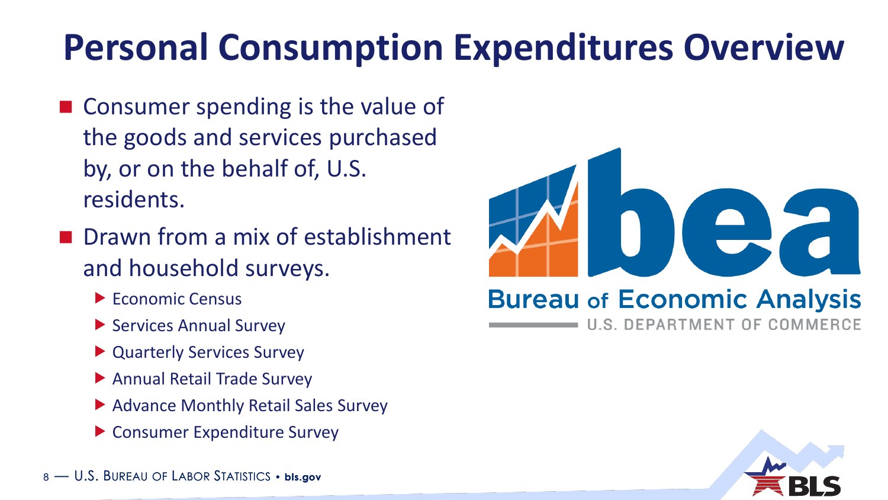# Personal Consumption Expenditures Overview

- Consumer spending is the value of the goods and services purchased by, or on the behalf of, U.S. residents.
- Drawn from a mix of establishment and household surveys.
  - Economic Census
  - Services Annual Survey
  - Quarterly Services Survey
  - Annual Retail Trade Survey
  - Advance Monthly Retail Sales Survey
  - Consumer Expenditure Survey

bea
Bureau of Economic Analysis
U.S. DEPARTMENT OF COMMERCE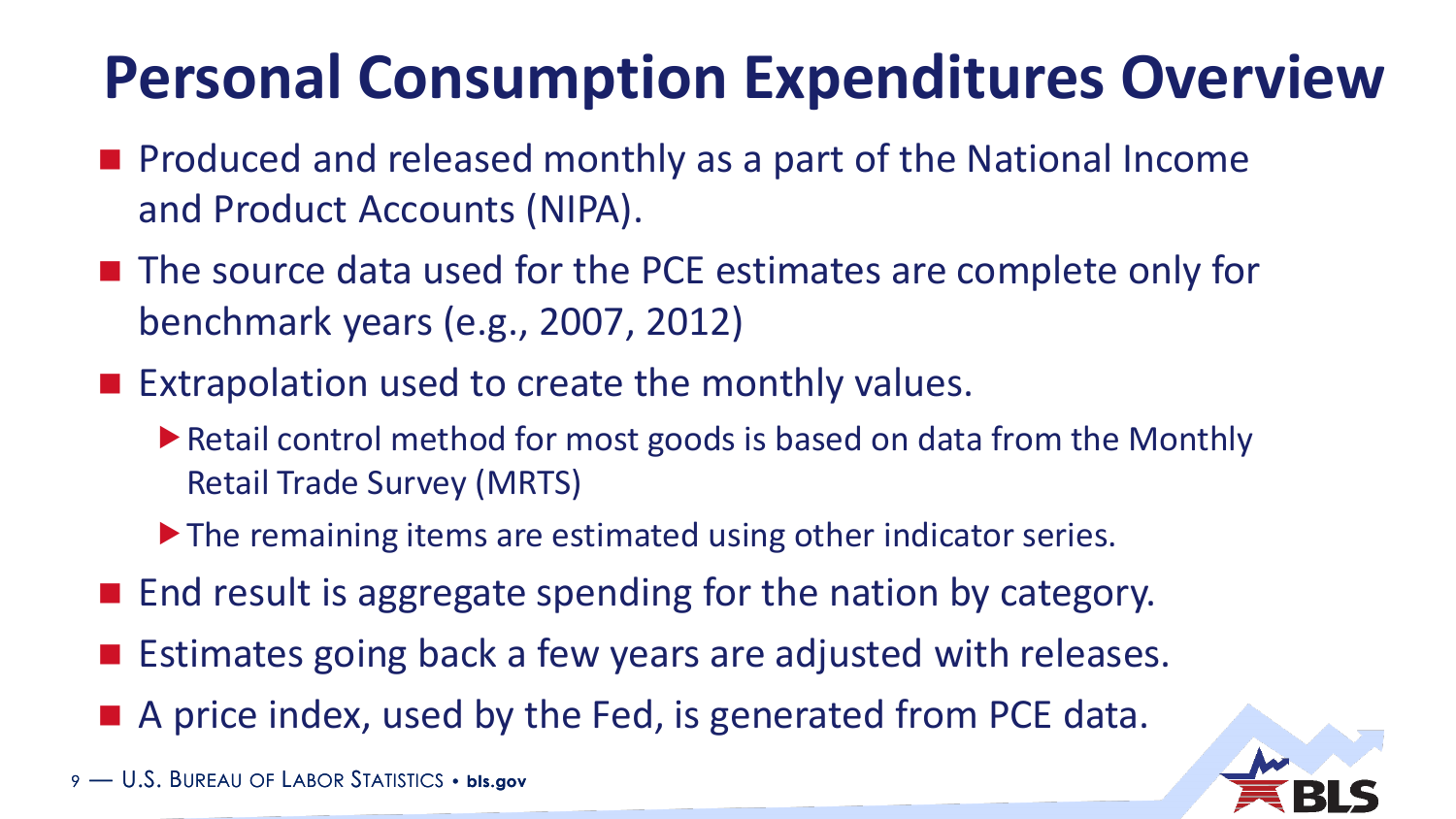# Personal Consumption Expenditures Overview

- Produced and released monthly as a part of the National Income and Product Accounts (NIPA).
- The source data used for the PCE estimates are complete only for benchmark years (e.g., 2007, 2012)
- Extrapolation used to create the monthly values.
  - Retail control method for most goods is based on data from the Monthly Retail Trade Survey (MRTS)
  - The remaining items are estimated using other indicator series.
- End result is aggregate spending for the nation by category.
- Estimates going back a few years are adjusted with releases.
- A price index, used by the Fed, is generated from PCE data.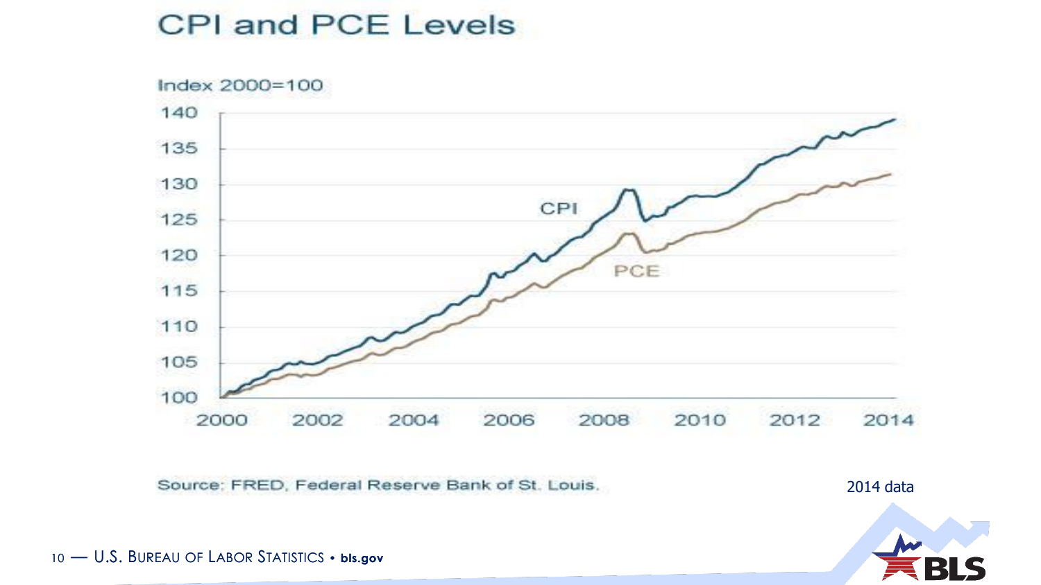# CPI and PCE Levels

Index 2000=100

Source: FRED, Federal Reserve Bank of St. Louis.

2014 data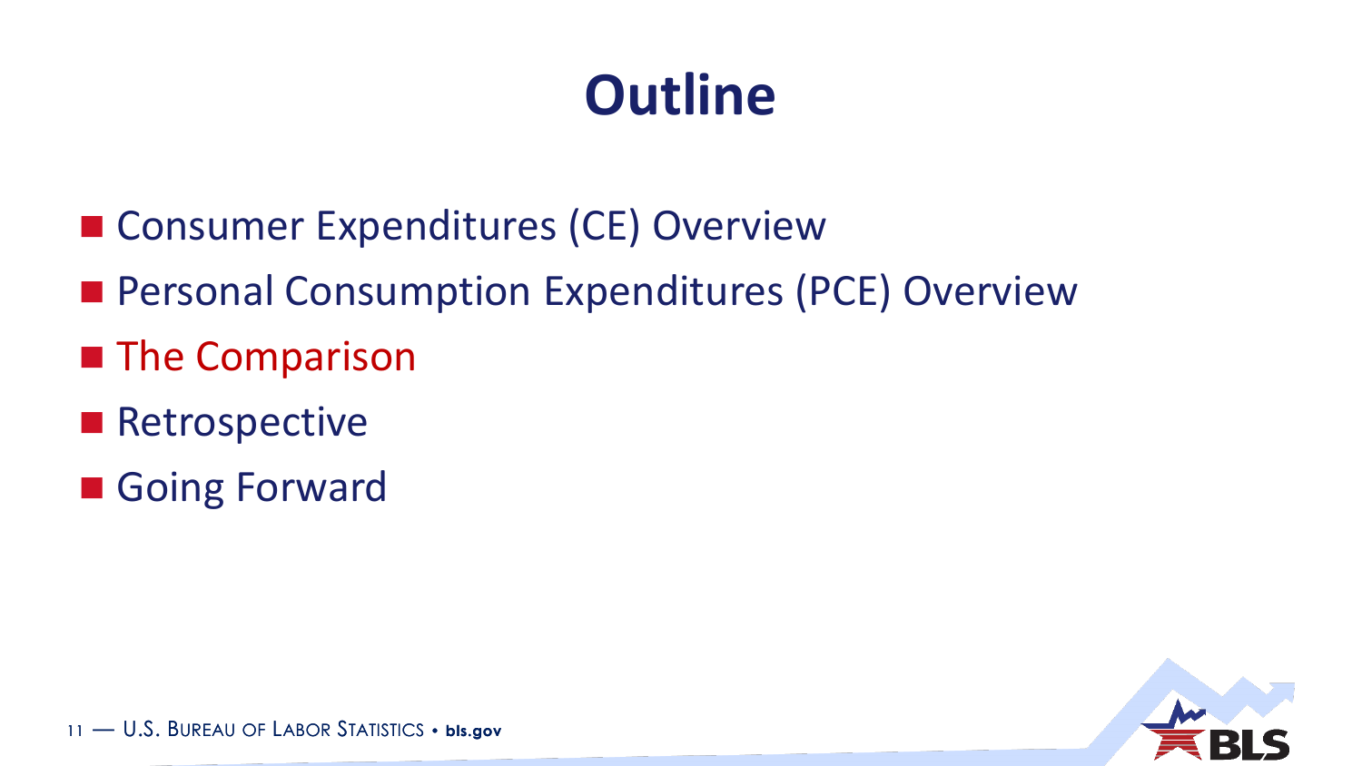# Outline

- Consumer Expenditures (CE) Overview
- Personal Consumption Expenditures (PCE) Overview
- The Comparison
- Retrospective
- Going Forward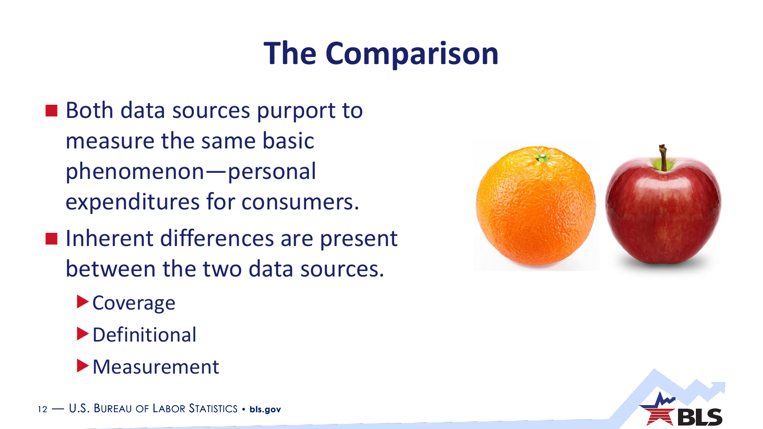# The Comparison

- Both data sources purport to measure the same basic phenomenon—personal expenditures for consumers.
- Inherent differences are present between the two data sources.
  - Coverage
  - Definitional
  - Measurement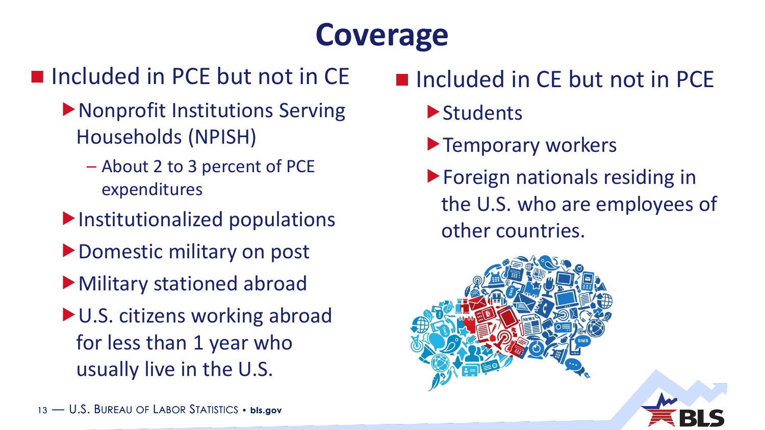# Coverage

- Included in PCE but not in CE
  - Nonprofit Institutions Serving Households (NPISH)
    - About 2 to 3 percent of PCE expenditures
  - Institutionalized populations
  - Domestic military on post
  - Military stationed abroad
  - U.S. citizens working abroad for less than 1 year who usually live in the U.S.

- Included in CE but not in PCE
  - Students
  - Temporary workers
  - Foreign nationals residing in the U.S. who are employees of other countries.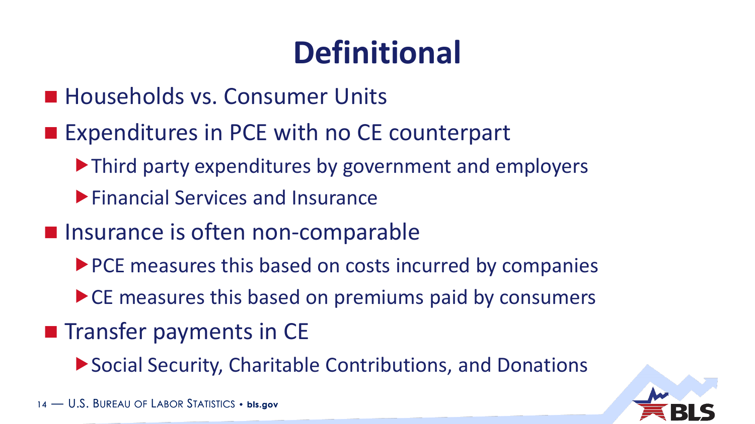# Definitional

- Households vs. Consumer Units
- Expenditures in PCE with no CE counterpart
  - Third party expenditures by government and employers
  - Financial Services and Insurance
- Insurance is often non-comparable
  - PCE measures this based on costs incurred by companies
  - CE measures this based on premiums paid by consumers
- Transfer payments in CE
  - Social Security, Charitable Contributions, and Donations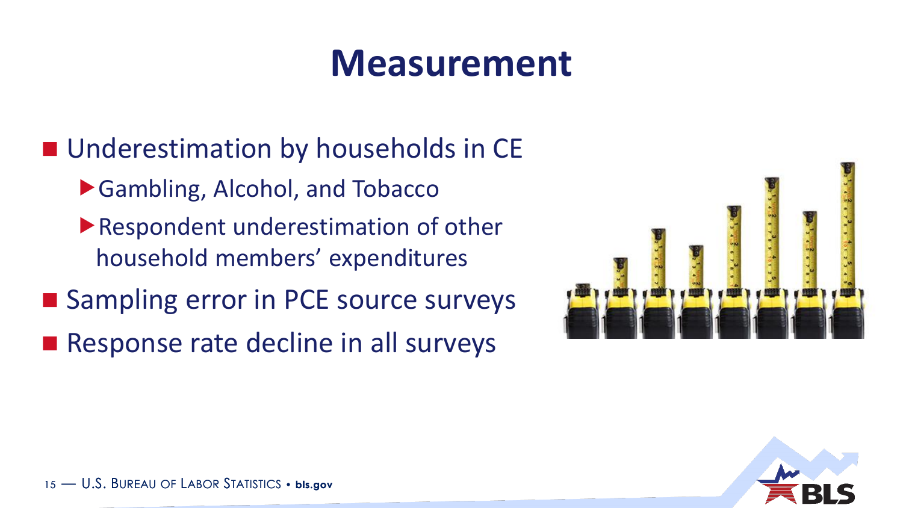# Measurement

- Underestimation by households in CE
  - Gambling, Alcohol, and Tobacco
  - Respondent underestimation of other household members' expenditures
- Sampling error in PCE source surveys
- Response rate decline in all surveys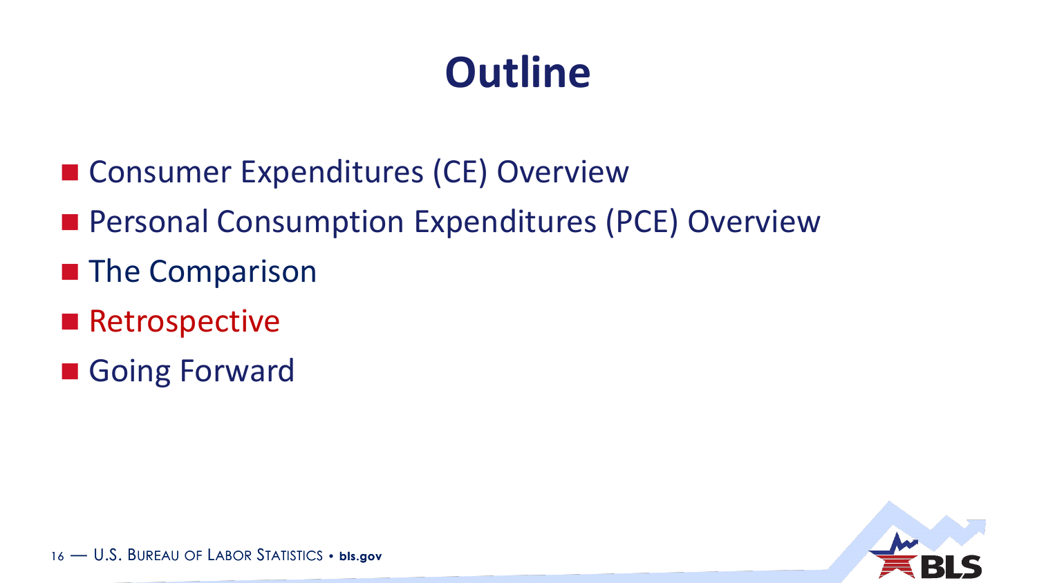# Outline

- Consumer Expenditures (CE) Overview
- Personal Consumption Expenditures (PCE) Overview
- The Comparison
- Retrospective
- Going Forward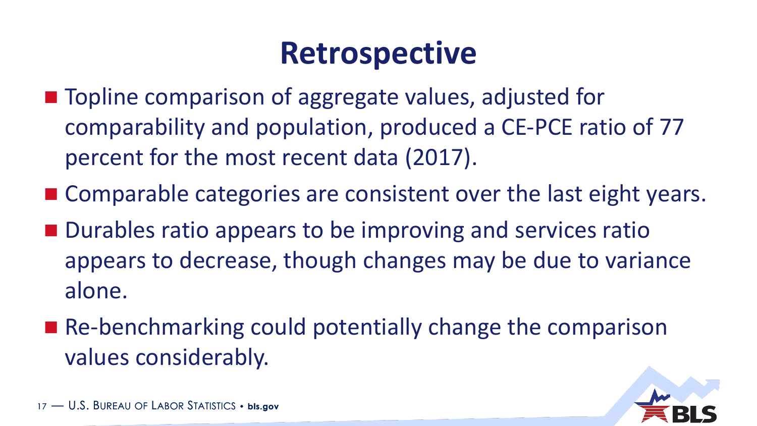# Retrospective

- Topline comparison of aggregate values, adjusted for comparability and population, produced a CE-PCE ratio of 77 percent for the most recent data (2017).
- Comparable categories are consistent over the last eight years.
- Durables ratio appears to be improving and services ratio appears to decrease, though changes may be due to variance alone.
- Re-benchmarking could potentially change the comparison values considerably.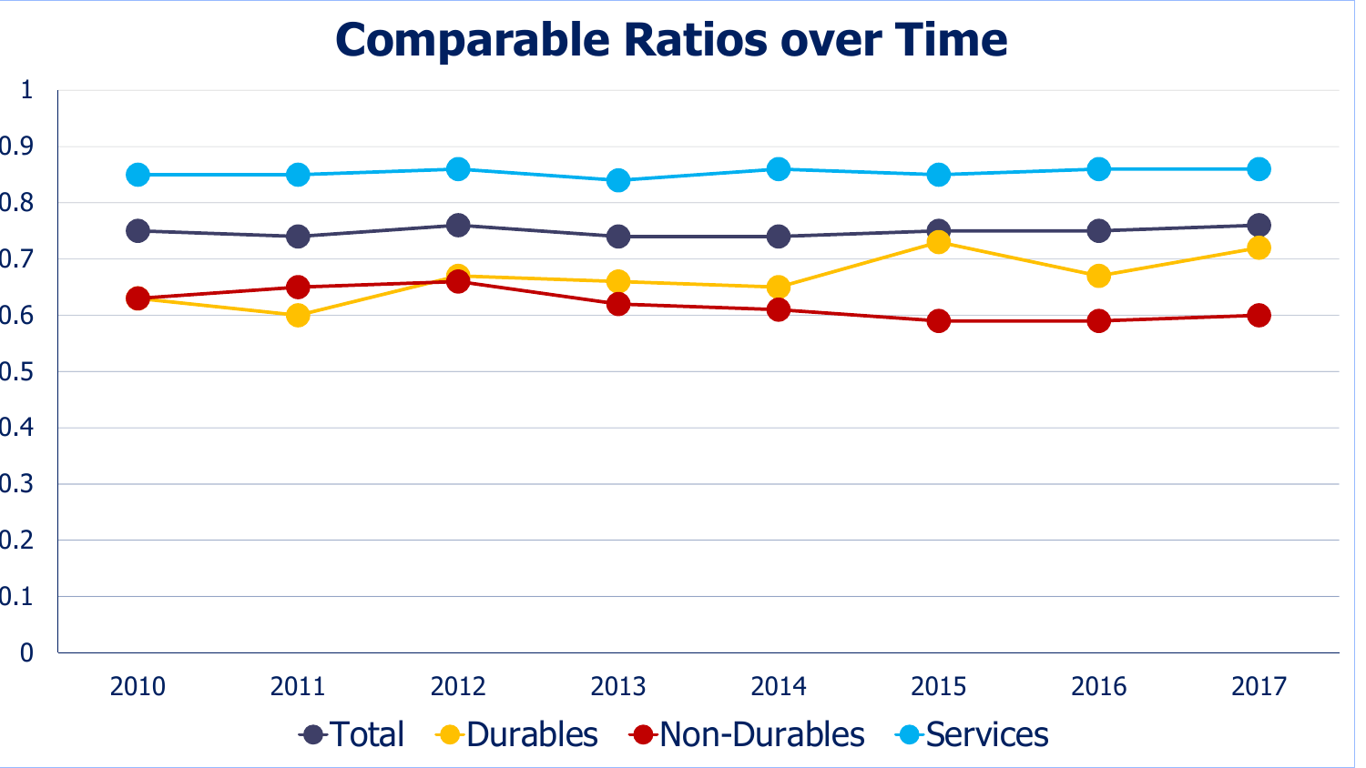# Comparable Ratios over Time

1
0.9
0.8
0.7
0.6
0.5
0.4
0.3
0.2
0.1
0

2010 2011 2012 2013 2014 2015 2016 2017

Total Durables Non-Durables Services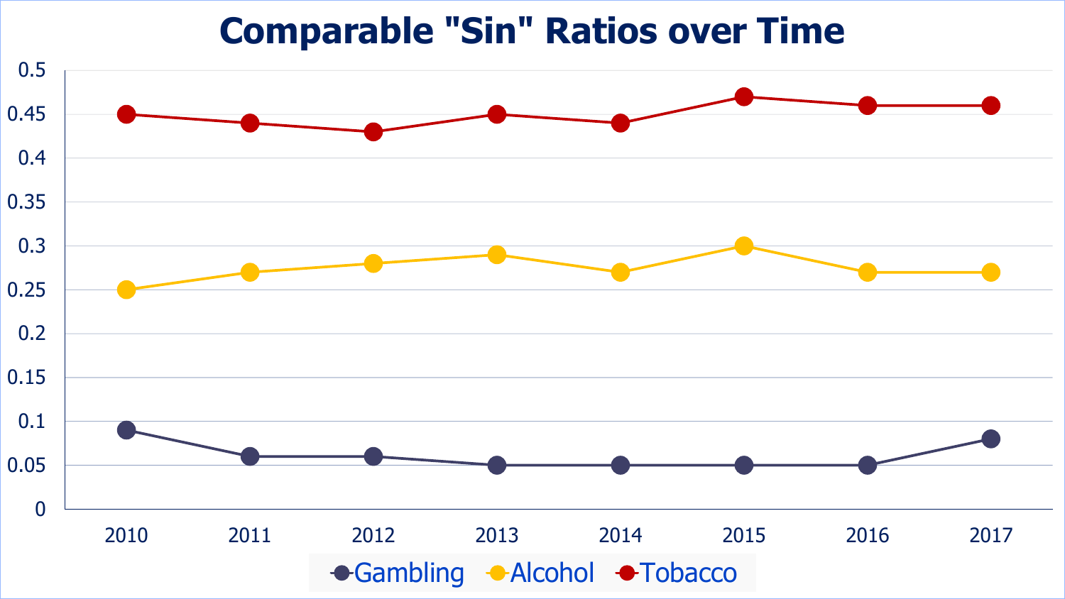# Comparable "Sin" Ratios over Time

| Year | Gambling | Alcohol | Tobacco |
| --- | --- | --- | --- |
| 2010 | 0.09 | 0.25 | 0.45 |
| 2011 | 0.06 | 0.27 | 0.44 |
| 2012 | 0.06 | 0.28 | 0.43 |
| 2013 | 0.05 | 0.29 | 0.45 |
| 2014 | 0.05 | 0.27 | 0.44 |
| 2015 | 0.05 | 0.3 | 0.47 |
| 2016 | 0.05 | 0.27 | 0.46 |
| 2017 | 0.08 | 0.27 | 0.46 |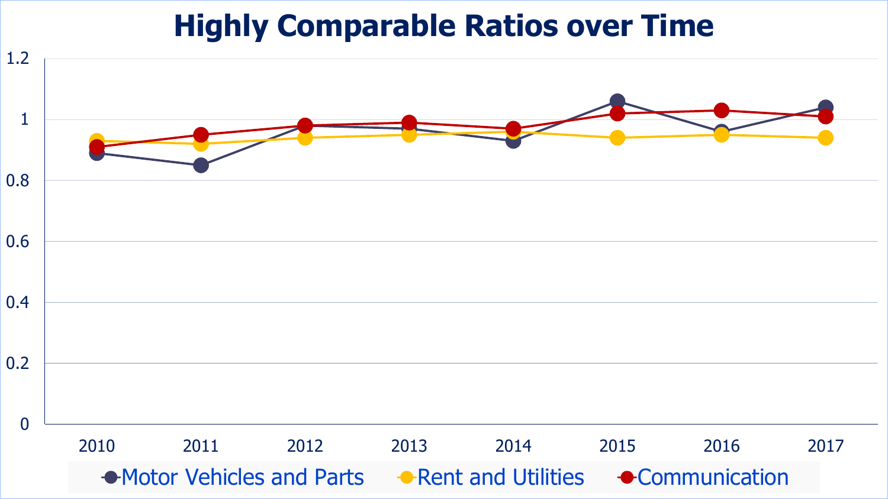# Highly Comparable Ratios over Time

1.2

1

0.8

0.6

0.4

0.2

0

2010 2011 2012 2013 2014 2015 2016 2017

Motor Vehicles and Parts Rent and Utilities Communication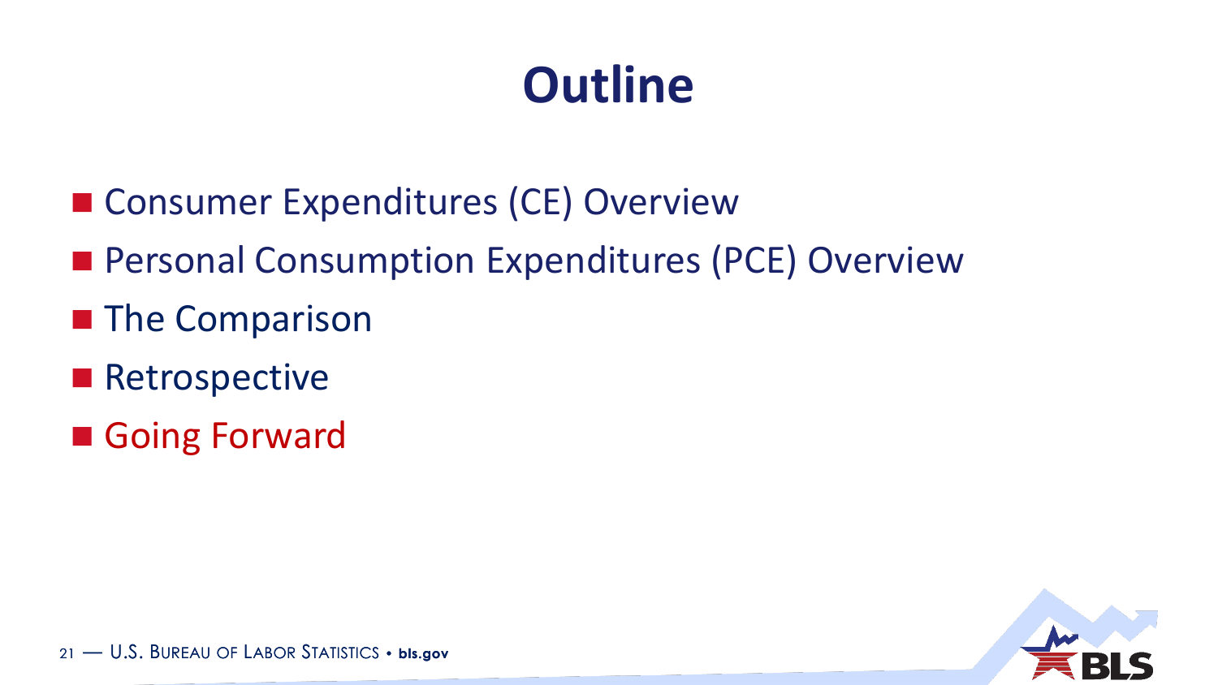# Outline

- Consumer Expenditures (CE) Overview
- Personal Consumption Expenditures (PCE) Overview
- The Comparison
- Retrospective
- Going Forward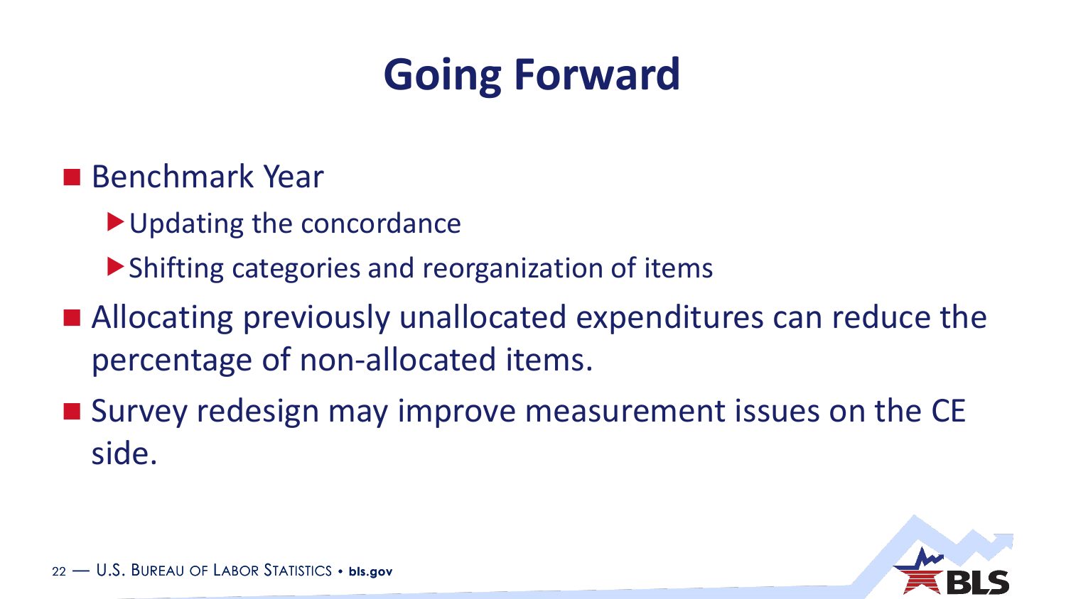# Going Forward

- Benchmark Year
  - Updating the concordance
  - Shifting categories and reorganization of items
- Allocating previously unallocated expenditures can reduce the percentage of non-allocated items.
- Survey redesign may improve measurement issues on the CE side.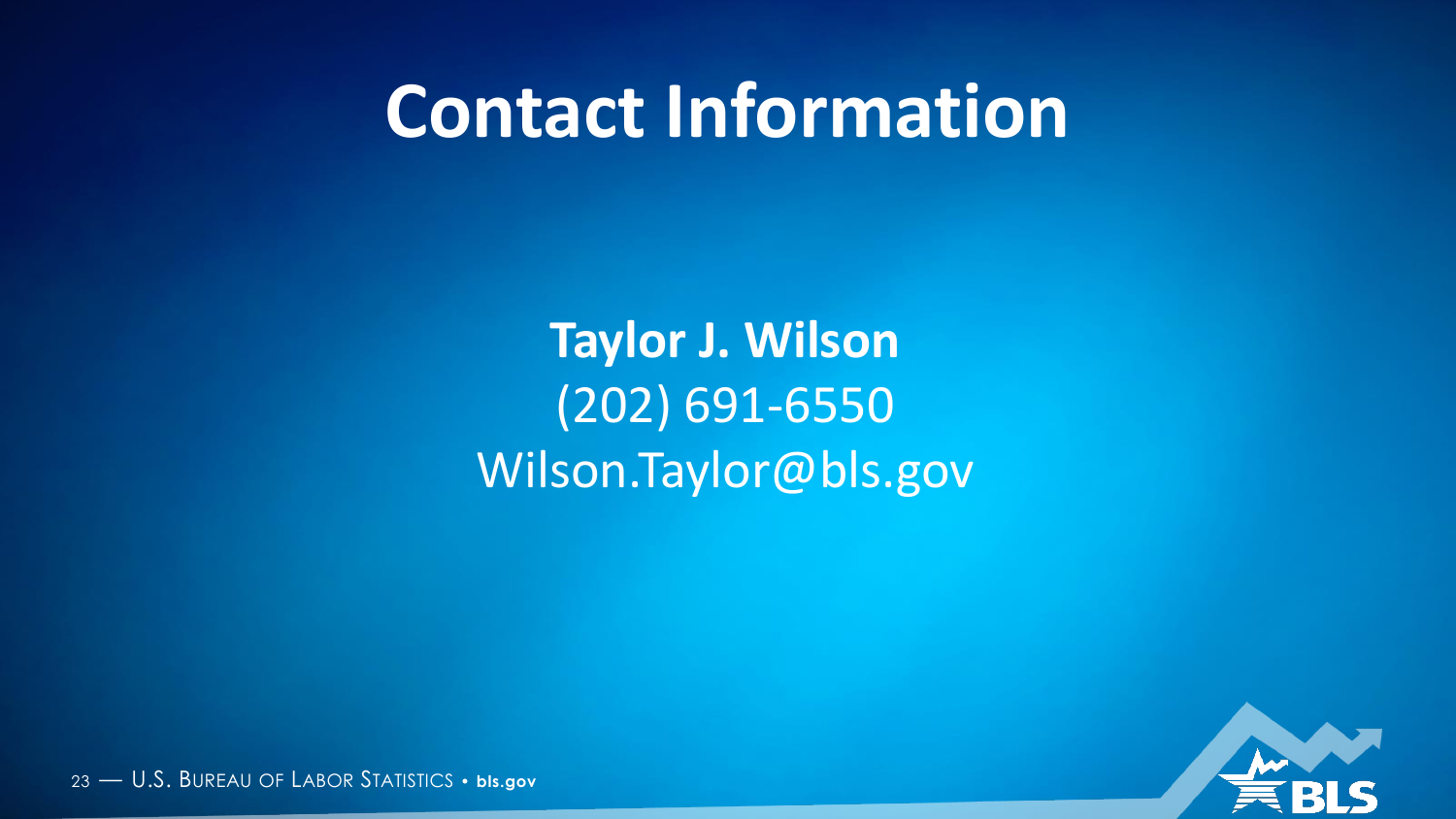# Contact Information

**Taylor J. Wilson**
(202) 691-6550
Wilson.Taylor@bls.gov